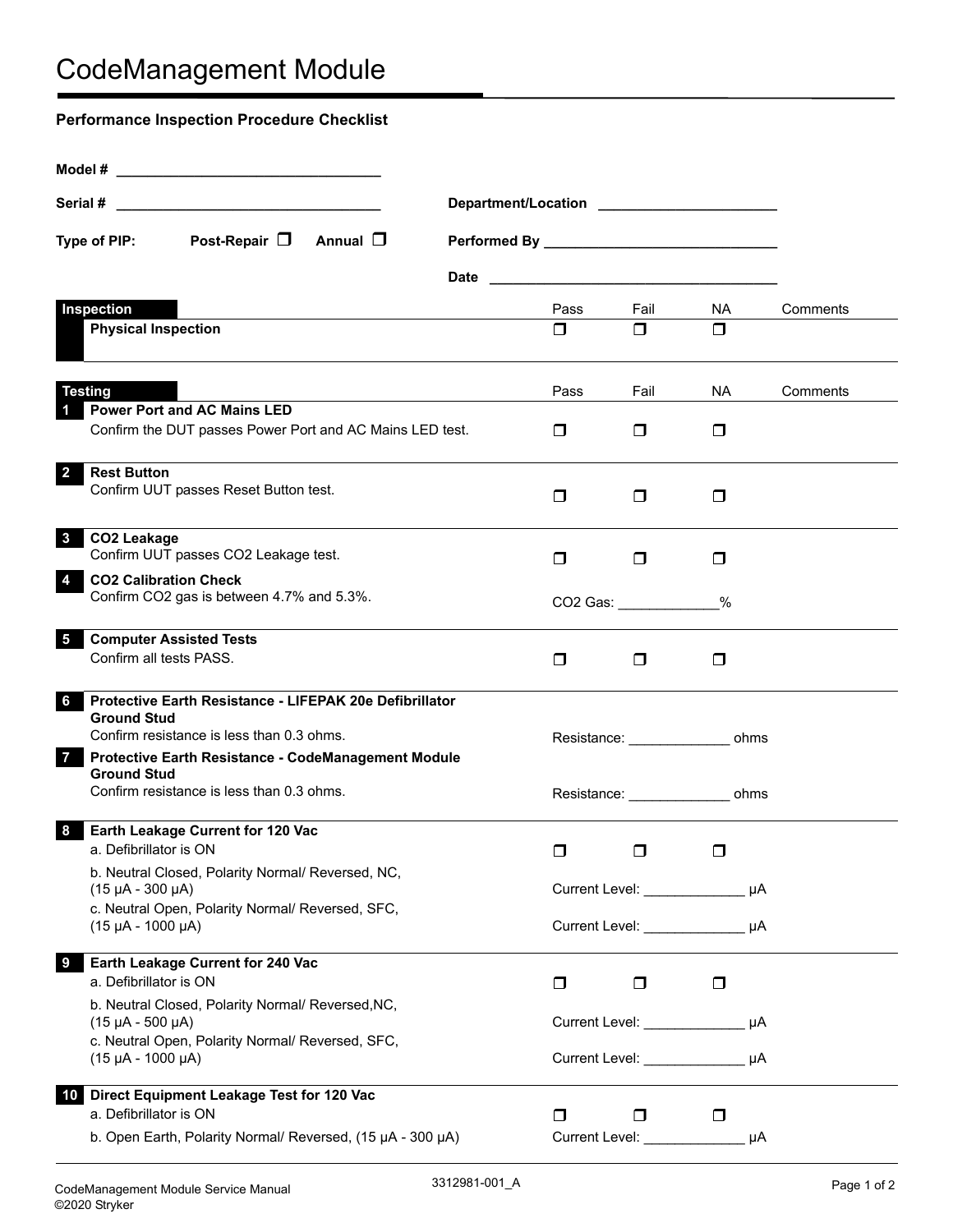# CodeManagement Module

**Performance Inspection Procedure Checklist**

**Model #** ________________________________

**Serial #** ________________________________ **Department/Location** ______________________

**Type of PIP:** **Post-Repair** ❒ **Annual** ❒ **Performed By** ____________________________

**Date** ____________________________________

| **Inspection** | Pass | Fail | NA | Comments |
|---|---|---|---|---|
| **Physical Inspection** | ❒ | ❒ | ❒ | |

| **Testing** | Pass | Fail | NA | Comments |
|---|---|---|---|---|
| **1 Power Port and AC Mains LED**<br>Confirm the DUT passes Power Port and AC Mains LED test. | ❒ | ❒ | ❒ | |
| **2 Rest Button**<br>Confirm UUT passes Reset Button test. | ❒ | ❒ | ❒ | |
| **3 CO2 Leakage**<br>Confirm UUT passes CO2 Leakage test. | ❒ | ❒ | ❒ | |
| **4 CO2 Calibration Check**<br>Confirm CO2 gas is between 4.7% and 5.3%. | CO2 Gas: ____________% | | | |
| **5 Computer Assisted Tests**<br>Confirm all tests PASS. | ❒ | ❒ | ❒ | |
| **6 Protective Earth Resistance - LIFEPAK 20e Defibrillator Ground Stud**<br>Confirm resistance is less than 0.3 ohms. | Resistance: ____________ ohms | | | |
| **7 Protective Earth Resistance - CodeManagement Module Ground Stud**<br>Confirm resistance is less than 0.3 ohms. | Resistance: ____________ ohms | | | |
| **8 Earth Leakage Current for 120 Vac**<br>a. Defibrillator is ON | ❒ | ❒ | ❒ | |
| b. Neutral Closed, Polarity Normal/ Reversed, NC, (15 µA - 300 µA) | Current Level: ____________ µA | | | |
| c. Neutral Open, Polarity Normal/ Reversed, SFC, (15 µA - 1000 µA) | Current Level: ____________ µA | | | |
| **9 Earth Leakage Current for 240 Vac**<br>a. Defibrillator is ON | ❒ | ❒ | ❒ | |
| b. Neutral Closed, Polarity Normal/ Reversed,NC, (15 µA - 500 µA) | Current Level: ____________ µA | | | |
| c. Neutral Open, Polarity Normal/ Reversed, SFC, (15 µA - 1000 µA) | Current Level: ____________ µA | | | |
| **10 Direct Equipment Leakage Test for 120 Vac**<br>a. Defibrillator is ON | ❒ | ❒ | ❒ | |
| b. Open Earth, Polarity Normal/ Reversed, (15 µA - 300 µA) | Current Level: ____________ µA | | | |

CodeManagement Module Service Manual
©2020 Stryker

3312981-001_A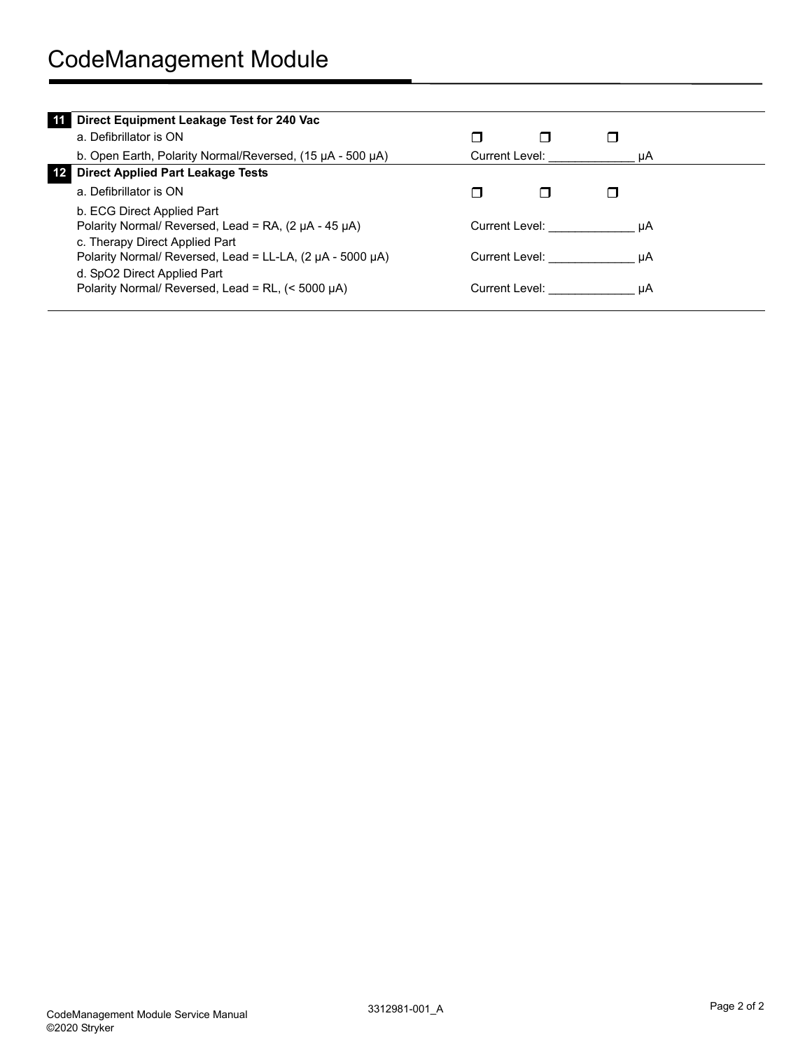| | | | | |
|---|---|---|---|---|
| **11** | **Direct Equipment Leakage Test for 240 Vac** | | | |
| | a. Defibrillator is ON | ❐ | ❐ | ❐ |
| | b. Open Earth, Polarity Normal/Reversed, (15 µA - 500 µA) | Current Level: _____________ µA | | |
| **12** | **Direct Applied Part Leakage Tests** | | | |
| | a. Defibrillator is ON | ❐ | ❐ | ❐ |
| | b. ECG Direct Applied Part<br>Polarity Normal/ Reversed, Lead = RA, (2 µA - 45 µA) | Current Level: _____________ µA | | |
| | c. Therapy Direct Applied Part<br>Polarity Normal/ Reversed, Lead = LL-LA, (2 µA - 5000 µA) | Current Level: _____________ µA | | |
| | d. SpO2 Direct Applied Part<br>Polarity Normal/ Reversed, Lead = RL, (< 5000 µA) | Current Level: _____________ µA | | |